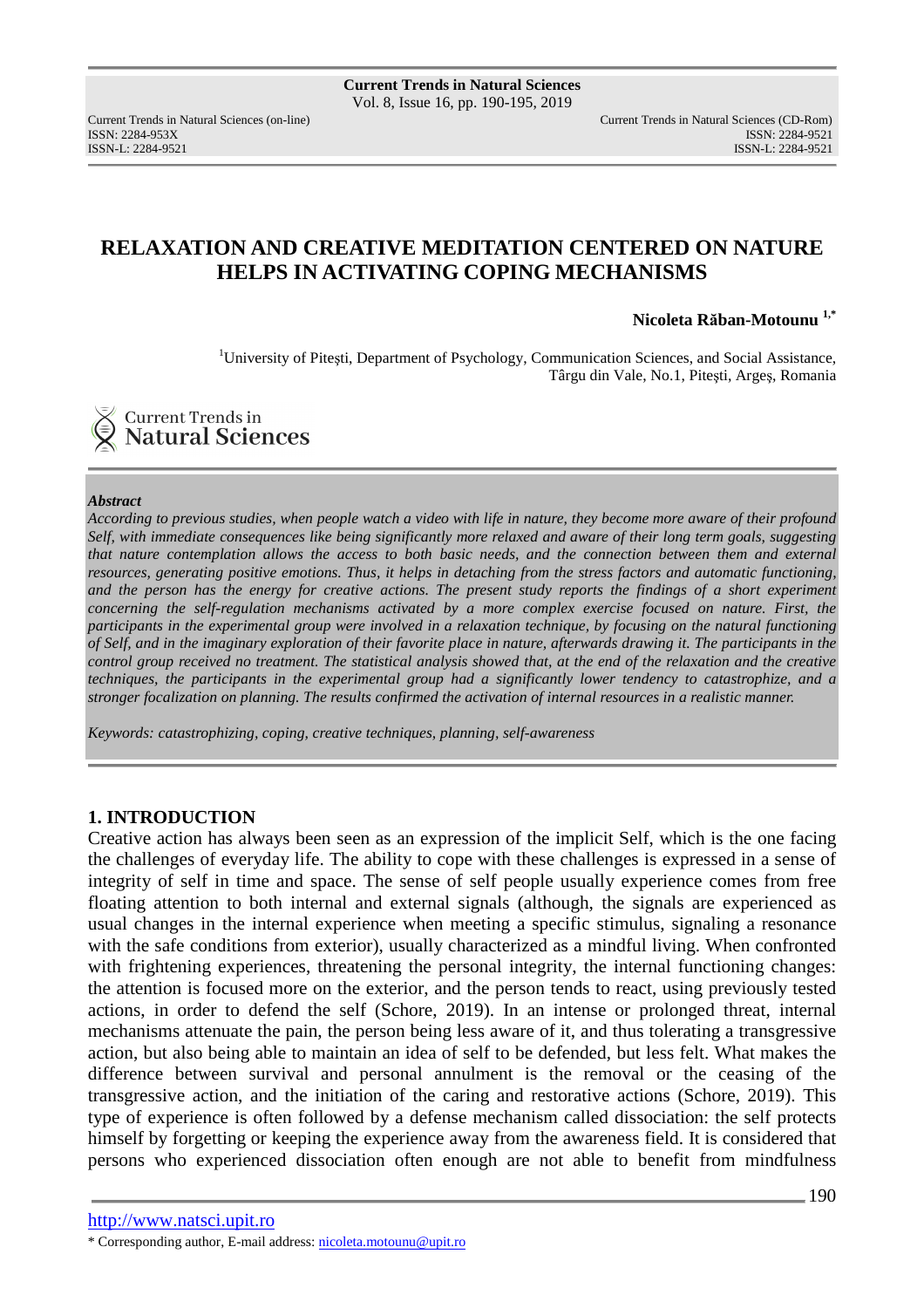# RELAXATION AND CREATIVE MEDITATION CENTERED ON NATURE HELPS IN ACTIVATING COPING MECHANISMS

**Nicoleta Răban-Motounu [1,*]**

[1]University of Pitești, Department of Psychology, Communication Sciences, and Social Assistance, Târgu din Vale, No.1, Pitești, Argeș, Romania

***Abstract***

*According to previous studies, when people watch a video with life in nature, they become more aware of their profound Self, with immediate consequences like being significantly more relaxed and aware of their long term goals, suggesting that nature contemplation allows the access to both basic needs, and the connection between them and external resources, generating positive emotions. Thus, it helps in detaching from the stress factors and automatic functioning, and the person has the energy for creative actions. The present study reports the findings of a short experiment concerning the self-regulation mechanisms activated by a more complex exercise focused on nature. First, the participants in the experimental group were involved in a relaxation technique, by focusing on the natural functioning of Self, and in the imaginary exploration of their favorite place in nature, afterwards drawing it. The participants in the control group received no treatment. The statistical analysis showed that, at the end of the relaxation and the creative techniques, the participants in the experimental group had a significantly lower tendency to catastrophize, and a stronger focalization on planning. The results confirmed the activation of internal resources in a realistic manner.*

*Keywords: catastrophizing, coping, creative techniques, planning, self-awareness*

## 1. INTRODUCTION

Creative action has always been seen as an expression of the implicit Self, which is the one facing the challenges of everyday life. The ability to cope with these challenges is expressed in a sense of integrity of self in time and space. The sense of self people usually experience comes from free floating attention to both internal and external signals (although, the signals are experienced as usual changes in the internal experience when meeting a specific stimulus, signaling a resonance with the safe conditions from exterior), usually characterized as a mindful living. When confronted with frightening experiences, threatening the personal integrity, the internal functioning changes: the attention is focused more on the exterior, and the person tends to react, using previously tested actions, in order to defend the self (Schore, 2019). In an intense or prolonged threat, internal mechanisms attenuate the pain, the person being less aware of it, and thus tolerating a transgressive action, but also being able to maintain an idea of self to be defended, but less felt. What makes the difference between survival and personal annulment is the removal or the ceasing of the transgressive action, and the initiation of the caring and restorative actions (Schore, 2019). This type of experience is often followed by a defense mechanism called dissociation: the self protects himself by forgetting or keeping the experience away from the awareness field. It is considered that persons who experienced dissociation often enough are not able to benefit from mindfulness

* Corresponding author, E-mail address: nicoleta.motounu@upit.ro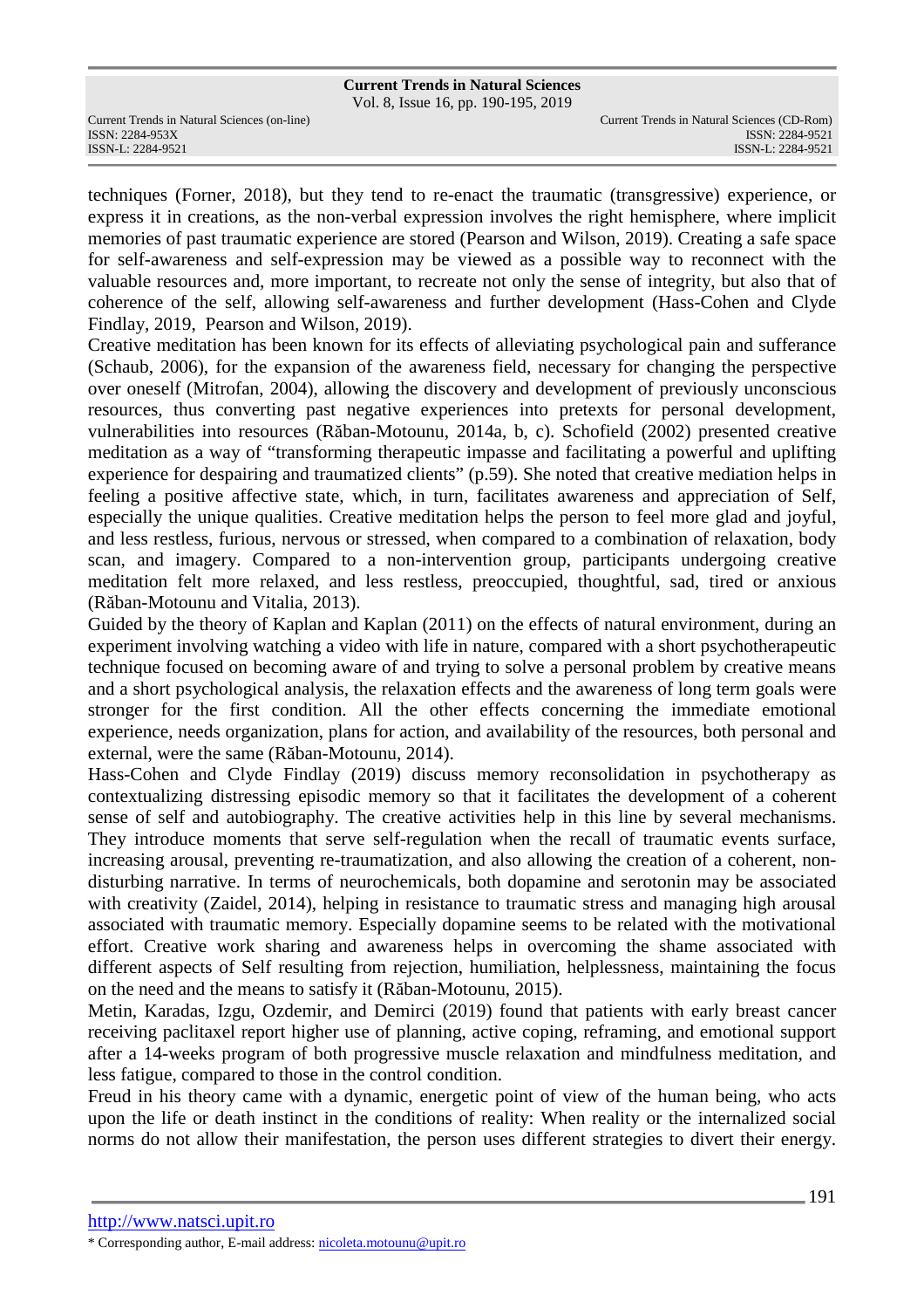techniques (Forner, 2018), but they tend to re-enact the traumatic (transgressive) experience, or express it in creations, as the non-verbal expression involves the right hemisphere, where implicit memories of past traumatic experience are stored (Pearson and Wilson, 2019). Creating a safe space for self-awareness and self-expression may be viewed as a possible way to reconnect with the valuable resources and, more important, to recreate not only the sense of integrity, but also that of coherence of the self, allowing self-awareness and further development (Hass-Cohen and Clyde Findlay, 2019, Pearson and Wilson, 2019).

Creative meditation has been known for its effects of alleviating psychological pain and sufferance (Schaub, 2006), for the expansion of the awareness field, necessary for changing the perspective over oneself (Mitrofan, 2004), allowing the discovery and development of previously unconscious resources, thus converting past negative experiences into pretexts for personal development, vulnerabilities into resources (Răban-Motounu, 2014a, b, c). Schofield (2002) presented creative meditation as a way of "transforming therapeutic impasse and facilitating a powerful and uplifting experience for despairing and traumatized clients" (p.59). She noted that creative mediation helps in feeling a positive affective state, which, in turn, facilitates awareness and appreciation of Self, especially the unique qualities. Creative meditation helps the person to feel more glad and joyful, and less restless, furious, nervous or stressed, when compared to a combination of relaxation, body scan, and imagery. Compared to a non-intervention group, participants undergoing creative meditation felt more relaxed, and less restless, preoccupied, thoughtful, sad, tired or anxious (Răban-Motounu and Vitalia, 2013).

Guided by the theory of Kaplan and Kaplan (2011) on the effects of natural environment, during an experiment involving watching a video with life in nature, compared with a short psychotherapeutic technique focused on becoming aware of and trying to solve a personal problem by creative means and a short psychological analysis, the relaxation effects and the awareness of long term goals were stronger for the first condition. All the other effects concerning the immediate emotional experience, needs organization, plans for action, and availability of the resources, both personal and external, were the same (Răban-Motounu, 2014).

Hass-Cohen and Clyde Findlay (2019) discuss memory reconsolidation in psychotherapy as contextualizing distressing episodic memory so that it facilitates the development of a coherent sense of self and autobiography. The creative activities help in this line by several mechanisms. They introduce moments that serve self-regulation when the recall of traumatic events surface, increasing arousal, preventing re-traumatization, and also allowing the creation of a coherent, non-disturbing narrative. In terms of neurochemicals, both dopamine and serotonin may be associated with creativity (Zaidel, 2014), helping in resistance to traumatic stress and managing high arousal associated with traumatic memory. Especially dopamine seems to be related with the motivational effort. Creative work sharing and awareness helps in overcoming the shame associated with different aspects of Self resulting from rejection, humiliation, helplessness, maintaining the focus on the need and the means to satisfy it (Răban-Motounu, 2015).

Metin, Karadas, Izgu, Ozdemir, and Demirci (2019) found that patients with early breast cancer receiving paclitaxel report higher use of planning, active coping, reframing, and emotional support after a 14-weeks program of both progressive muscle relaxation and mindfulness meditation, and less fatigue, compared to those in the control condition.

Freud in his theory came with a dynamic, energetic point of view of the human being, who acts upon the life or death instinct in the conditions of reality: When reality or the internalized social norms do not allow their manifestation, the person uses different strategies to divert their energy.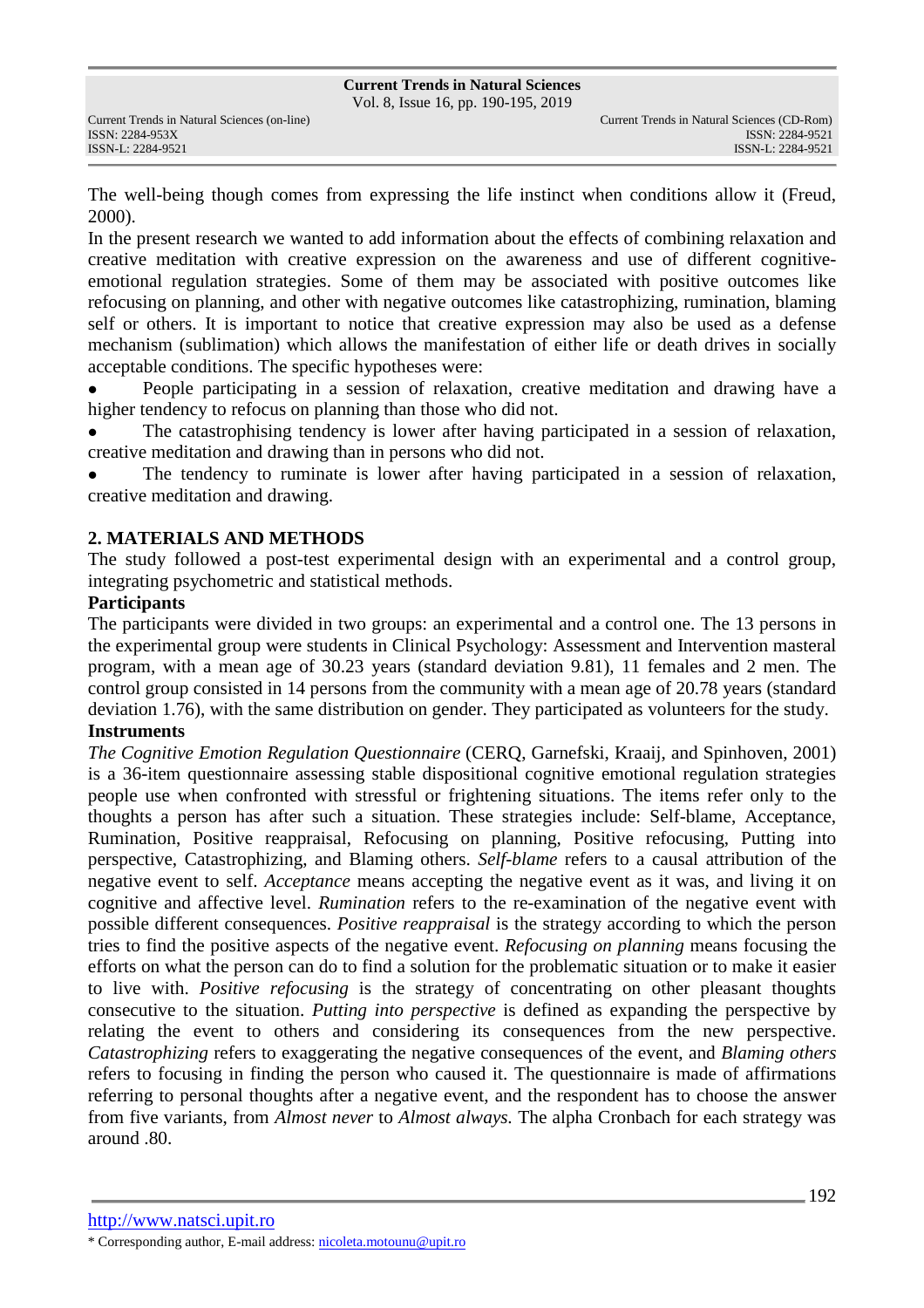The well-being though comes from expressing the life instinct when conditions allow it (Freud, 2000).

In the present research we wanted to add information about the effects of combining relaxation and creative meditation with creative expression on the awareness and use of different cognitive-emotional regulation strategies. Some of them may be associated with positive outcomes like refocusing on planning, and other with negative outcomes like catastrophizing, rumination, blaming self or others. It is important to notice that creative expression may also be used as a defense mechanism (sublimation) which allows the manifestation of either life or death drives in socially acceptable conditions. The specific hypotheses were:

- People participating in a session of relaxation, creative meditation and drawing have a higher tendency to refocus on planning than those who did not.
- The catastrophising tendency is lower after having participated in a session of relaxation, creative meditation and drawing than in persons who did not.
- The tendency to ruminate is lower after having participated in a session of relaxation, creative meditation and drawing.

## 2. MATERIALS AND METHODS

The study followed a post-test experimental design with an experimental and a control group, integrating psychometric and statistical methods.

**Participants**

The participants were divided in two groups: an experimental and a control one. The 13 persons in the experimental group were students in Clinical Psychology: Assessment and Intervention masteral program, with a mean age of 30.23 years (standard deviation 9.81), 11 females and 2 men. The control group consisted in 14 persons from the community with a mean age of 20.78 years (standard deviation 1.76), with the same distribution on gender. They participated as volunteers for the study.

**Instruments**

*The Cognitive Emotion Regulation Questionnaire* (CERQ, Garnefski, Kraaij, and Spinhoven, 2001) is a 36-item questionnaire assessing stable dispositional cognitive emotional regulation strategies people use when confronted with stressful or frightening situations. The items refer only to the thoughts a person has after such a situation. These strategies include: Self-blame, Acceptance, Rumination, Positive reappraisal, Refocusing on planning, Positive refocusing, Putting into perspective, Catastrophizing, and Blaming others. *Self-blame* refers to a causal attribution of the negative event to self. *Acceptance* means accepting the negative event as it was, and living it on cognitive and affective level. *Rumination* refers to the re-examination of the negative event with possible different consequences. *Positive reappraisal* is the strategy according to which the person tries to find the positive aspects of the negative event. *Refocusing on planning* means focusing the efforts on what the person can do to find a solution for the problematic situation or to make it easier to live with. *Positive refocusing* is the strategy of concentrating on other pleasant thoughts consecutive to the situation. *Putting into perspective* is defined as expanding the perspective by relating the event to others and considering its consequences from the new perspective. *Catastrophizing* refers to exaggerating the negative consequences of the event, and *Blaming others* refers to focusing in finding the person who caused it. The questionnaire is made of affirmations referring to personal thoughts after a negative event, and the respondent has to choose the answer from five variants, from *Almost never* to *Almost always.* The alpha Cronbach for each strategy was around .80.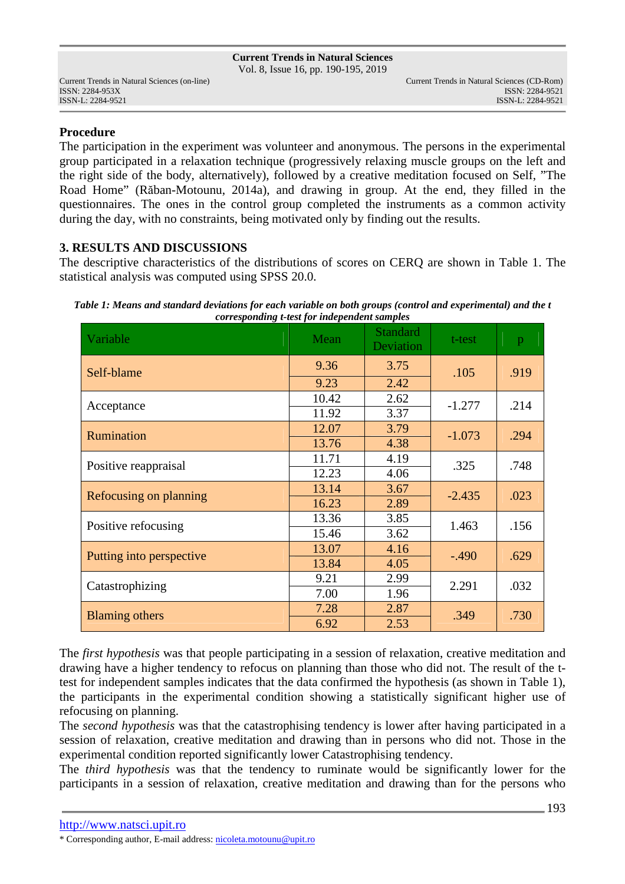## Procedure

The participation in the experiment was volunteer and anonymous. The persons in the experimental group participated in a relaxation technique (progressively relaxing muscle groups on the left and the right side of the body, alternatively), followed by a creative meditation focused on Self, "The Road Home" (Răban-Motounu, 2014a), and drawing in group. At the end, they filled in the questionnaires. The ones in the control group completed the instruments as a common activity during the day, with no constraints, being motivated only by finding out the results.

## 3. RESULTS AND DISCUSSIONS

The descriptive characteristics of the distributions of scores on CERQ are shown in Table 1. The statistical analysis was computed using SPSS 20.0.

***Table 1: Means and standard deviations for each variable on both groups (control and experimental) and the t corresponding t-test for independent samples***

| Variable | Mean | Standard Deviation | t-test | p |
|---|---|---|---|---|
| Self-blame | 9.36 | 3.75 | .105 | .919 |
| | 9.23 | 2.42 | | |
| Acceptance | 10.42 | 2.62 | -1.277 | .214 |
| | 11.92 | 3.37 | | |
| Rumination | 12.07 | 3.79 | -1.073 | .294 |
| | 13.76 | 4.38 | | |
| Positive reappraisal | 11.71 | 4.19 | .325 | .748 |
| | 12.23 | 4.06 | | |
| Refocusing on planning | 13.14 | 3.67 | -2.435 | .023 |
| | 16.23 | 2.89 | | |
| Positive refocusing | 13.36 | 3.85 | 1.463 | .156 |
| | 15.46 | 3.62 | | |
| Putting into perspective | 13.07 | 4.16 | -.490 | .629 |
| | 13.84 | 4.05 | | |
| Catastrophizing | 9.21 | 2.99 | 2.291 | .032 |
| | 7.00 | 1.96 | | |
| Blaming others | 7.28 | 2.87 | .349 | .730 |
| | 6.92 | 2.53 | | |

The *first hypothesis* was that people participating in a session of relaxation, creative meditation and drawing have a higher tendency to refocus on planning than those who did not. The result of the t-test for independent samples indicates that the data confirmed the hypothesis (as shown in Table 1), the participants in the experimental condition showing a statistically significant higher use of refocusing on planning.

The *second hypothesis* was that the catastrophising tendency is lower after having participated in a session of relaxation, creative meditation and drawing than in persons who did not. Those in the experimental condition reported significantly lower Catastrophising tendency.

The *third hypothesis* was that the tendency to ruminate would be significantly lower for the participants in a session of relaxation, creative meditation and drawing than for the persons who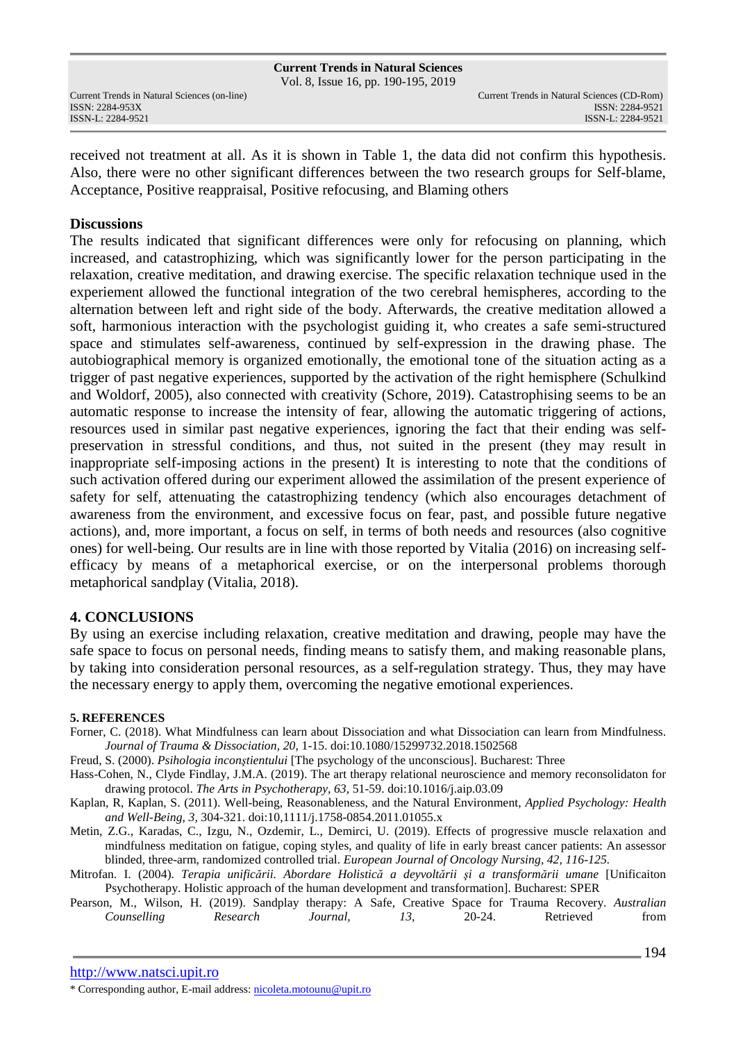received not treatment at all. As it is shown in Table 1, the data did not confirm this hypothesis. Also, there were no other significant differences between the two research groups for Self-blame, Acceptance, Positive reappraisal, Positive refocusing, and Blaming others

**Discussions**

The results indicated that significant differences were only for refocusing on planning, which increased, and catastrophizing, which was significantly lower for the person participating in the relaxation, creative meditation, and drawing exercise. The specific relaxation technique used in the experiement allowed the functional integration of the two cerebral hemispheres, according to the alternation between left and right side of the body. Afterwards, the creative meditation allowed a soft, harmonious interaction with the psychologist guiding it, who creates a safe semi-structured space and stimulates self-awareness, continued by self-expression in the drawing phase. The autobiographical memory is organized emotionally, the emotional tone of the situation acting as a trigger of past negative experiences, supported by the activation of the right hemisphere (Schulkind and Woldorf, 2005), also connected with creativity (Schore, 2019). Catastrophising seems to be an automatic response to increase the intensity of fear, allowing the automatic triggering of actions, resources used in similar past negative experiences, ignoring the fact that their ending was self-preservation in stressful conditions, and thus, not suited in the present (they may result in inappropriate self-imposing actions in the present) It is interesting to note that the conditions of such activation offered during our experiment allowed the assimilation of the present experience of safety for self, attenuating the catastrophizing tendency (which also encourages detachment of awareness from the environment, and excessive focus on fear, past, and possible future negative actions), and, more important, a focus on self, in terms of both needs and resources (also cognitive ones) for well-being. Our results are in line with those reported by Vitalia (2016) on increasing self-efficacy by means of a metaphorical exercise, or on the interpersonal problems thorough metaphorical sandplay (Vitalia, 2018).

## 4. CONCLUSIONS

By using an exercise including relaxation, creative meditation and drawing, people may have the safe space to focus on personal needs, finding means to satisfy them, and making reasonable plans, by taking into consideration personal resources, as a self-regulation strategy. Thus, they may have the necessary energy to apply them, overcoming the negative emotional experiences.

### 5. REFERENCES

Forner, C. (2018). What Mindfulness can learn about Dissociation and what Dissociation can learn from Mindfulness. *Journal of Trauma & Dissociation, 20*, 1-15. doi:10.1080/15299732.2018.1502568

Freud, S. (2000). *Psihologia inconştientului* [The psychology of the unconscious]. Bucharest: Three

Hass-Cohen, N., Clyde Findlay, J.M.A. (2019). The art therapy relational neuroscience and memory reconsolidaton for drawing protocol. *The Arts in Psychotherapy, 63*, 51-59. doi:10.1016/j.aip.03.09

Kaplan, R, Kaplan, S. (2011). Well-being, Reasonableness, and the Natural Environment, *Applied Psychology: Health and Well-Being, 3,* 304-321. doi:10,1111/j.1758-0854.2011.01055.x

Metin, Z.G., Karadas, C., Izgu, N., Ozdemir, L., Demirci, U. (2019). Effects of progressive muscle relaxation and mindfulness meditation on fatigue, coping styles, and quality of life in early breast cancer patients: An assessor blinded, three-arm, randomized controlled trial. *European Journal of Oncology Nursing, 42, 116-125.*

Mitrofan. I. (2004). *Terapia unificării. Abordare Holistică a deyvoltării şi a transformării umane* [Unificaiton Psychotherapy. Holistic approach of the human development and transformation]. Bucharest: SPER

Pearson, M., Wilson, H. (2019). Sandplay therapy: A Safe, Creative Space for Trauma Recovery. *Australian Counselling Research Journal, 13*, 20-24. Retrieved from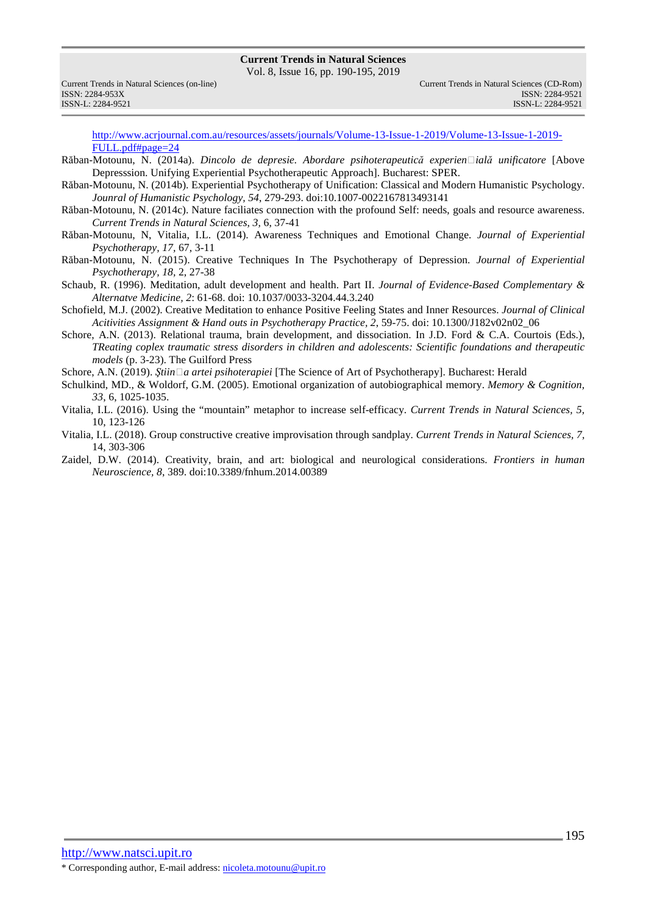http://www.acrjournal.com.au/resources/assets/journals/Volume-13-Issue-1-2019/Volume-13-Issue-1-2019-FULL.pdf#page=24

Răban-Motounu, N. (2014a). *Dincolo de depresie. Abordare psihoterapeutică experien□ială unificatoare* [Above Depresssion. Unifying Experiential Psychotherapeutic Approach]. Bucharest: SPER.

Răban-Motounu, N. (2014b). Experiential Psychotherapy of Unification: Classical and Modern Humanistic Psychology. *Jounral of Humanistic Psychology, 54*, 279-293. doi:10.1007-0022167813493141

Răban-Motounu, N. (2014c). Nature faciliates connection with the profound Self: needs, goals and resource awareness. *Current Trends in Natural Sciences, 3*, 6, 37-41

Răban-Motounu, N, Vitalia, I.L. (2014). Awareness Techniques and Emotional Change. *Journal of Experiential Psychotherapy, 17*, 67, 3-11

Răban-Motounu, N. (2015). Creative Techniques In The Psychotherapy of Depression. *Journal of Experiential Psychotherapy, 18*, 2, 27-38

Schaub, R. (1996). Meditation, adult development and health. Part II. *Journal of Evidence-Based Complementary & Alternatve Medicine, 2*: 61-68. doi: 10.1037/0033-3204.44.3.240

Schofield, M.J. (2002). Creative Meditation to enhance Positive Feeling States and Inner Resources. *Journal of Clinical Acitivities Assignment & Hand outs in Psychotherapy Practice, 2*, 59-75. doi: 10.1300/J182v02n02_06

Schore, A.N. (2013). Relational trauma, brain development, and dissociation. In J.D. Ford & C.A. Courtois (Eds.), *TReating coplex traumatic stress disorders in children and adolescents: Scientific foundations and therapeutic models* (p. 3-23). The Guilford Press

Schore, A.N. (2019). *Ştiin□a artei psihoterapiei* [The Science of Art of Psychotherapy]. Bucharest: Herald

Schulkind, MD., & Woldorf, G.M. (2005). Emotional organization of autobiographical memory. *Memory & Cognition, 33*, 6, 1025-1035.

Vitalia, I.L. (2016). Using the "mountain" metaphor to increase self-efficacy. *Current Trends in Natural Sciences, 5*, 10, 123-126

Vitalia, I.L. (2018). Group constructive creative improvisation through sandplay. *Current Trends in Natural Sciences, 7*, 14, 303-306

Zaidel, D.W. (2014). Creativity, brain, and art: biological and neurological considerations. *Frontiers in human Neuroscience, 8*, 389. doi:10.3389/fnhum.2014.00389